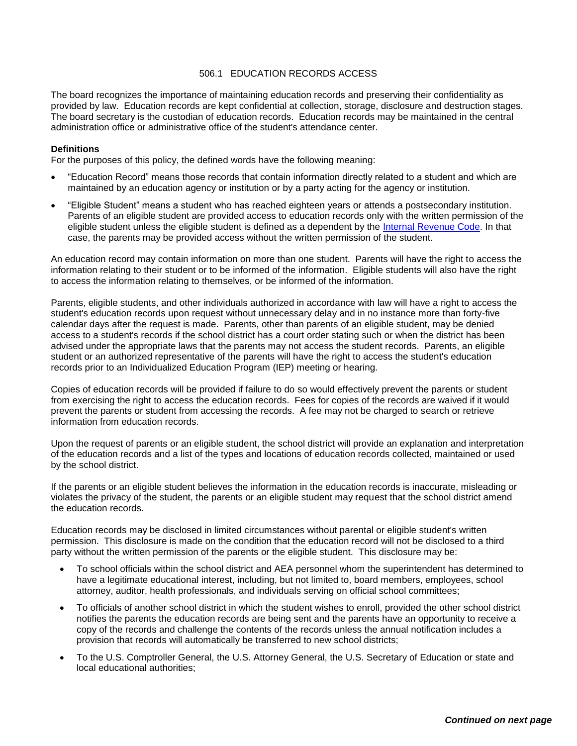# 506.1 EDUCATION RECORDS ACCESS

The board recognizes the importance of maintaining education records and preserving their confidentiality as provided by law. Education records are kept confidential at collection, storage, disclosure and destruction stages. The board secretary is the custodian of education records. Education records may be maintained in the central administration office or administrative office of the student's attendance center.

**Definitions**

For the purposes of this policy, the defined words have the following meaning:

- "Education Record" means those records that contain information directly related to a student and which are maintained by an education agency or institution or by a party acting for the agency or institution.
- "Eligible Student" means a student who has reached eighteen years or attends a postsecondary institution. Parents of an eligible student are provided access to education records only with the written permission of the eligible student unless the eligible student is defined as a dependent by the Internal Revenue Code. In that case, the parents may be provided access without the written permission of the student.

An education record may contain information on more than one student. Parents will have the right to access the information relating to their student or to be informed of the information. Eligible students will also have the right to access the information relating to themselves, or be informed of the information.

Parents, eligible students, and other individuals authorized in accordance with law will have a right to access the student's education records upon request without unnecessary delay and in no instance more than forty-five calendar days after the request is made. Parents, other than parents of an eligible student, may be denied access to a student's records if the school district has a court order stating such or when the district has been advised under the appropriate laws that the parents may not access the student records. Parents, an eligible student or an authorized representative of the parents will have the right to access the student's education records prior to an Individualized Education Program (IEP) meeting or hearing.

Copies of education records will be provided if failure to do so would effectively prevent the parents or student from exercising the right to access the education records. Fees for copies of the records are waived if it would prevent the parents or student from accessing the records. A fee may not be charged to search or retrieve information from education records.

Upon the request of parents or an eligible student, the school district will provide an explanation and interpretation of the education records and a list of the types and locations of education records collected, maintained or used by the school district.

If the parents or an eligible student believes the information in the education records is inaccurate, misleading or violates the privacy of the student, the parents or an eligible student may request that the school district amend the education records.

Education records may be disclosed in limited circumstances without parental or eligible student's written permission. This disclosure is made on the condition that the education record will not be disclosed to a third party without the written permission of the parents or the eligible student. This disclosure may be:

- To school officials within the school district and AEA personnel whom the superintendent has determined to have a legitimate educational interest, including, but not limited to, board members, employees, school attorney, auditor, health professionals, and individuals serving on official school committees;
- To officials of another school district in which the student wishes to enroll, provided the other school district notifies the parents the education records are being sent and the parents have an opportunity to receive a copy of the records and challenge the contents of the records unless the annual notification includes a provision that records will automatically be transferred to new school districts;
- To the U.S. Comptroller General, the U.S. Attorney General, the U.S. Secretary of Education or state and local educational authorities;

***Continued on next page***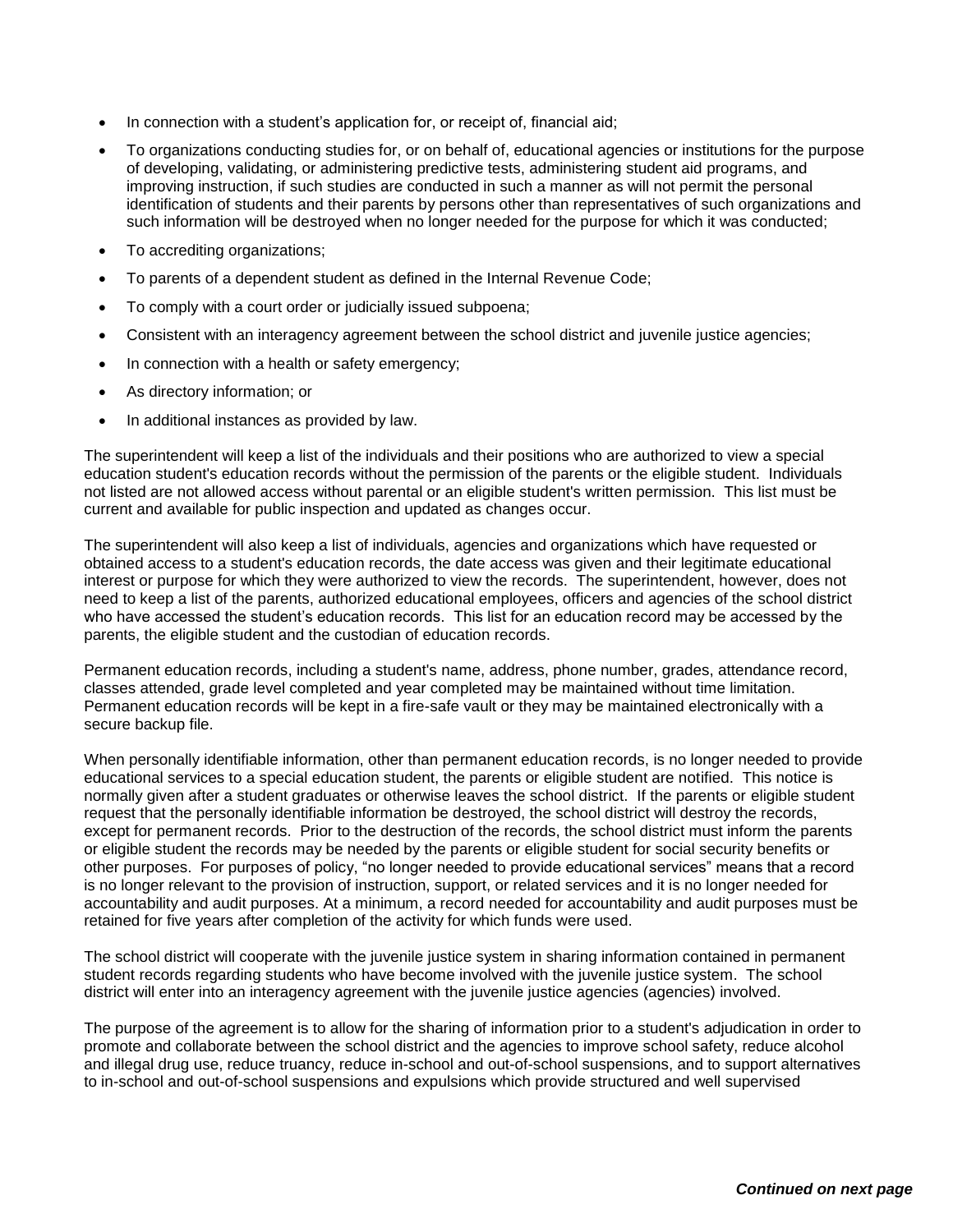- In connection with a student's application for, or receipt of, financial aid;
- To organizations conducting studies for, or on behalf of, educational agencies or institutions for the purpose of developing, validating, or administering predictive tests, administering student aid programs, and improving instruction, if such studies are conducted in such a manner as will not permit the personal identification of students and their parents by persons other than representatives of such organizations and such information will be destroyed when no longer needed for the purpose for which it was conducted;
- To accrediting organizations;
- To parents of a dependent student as defined in the Internal Revenue Code;
- To comply with a court order or judicially issued subpoena;
- Consistent with an interagency agreement between the school district and juvenile justice agencies;
- In connection with a health or safety emergency;
- As directory information; or
- In additional instances as provided by law.

The superintendent will keep a list of the individuals and their positions who are authorized to view a special education student's education records without the permission of the parents or the eligible student. Individuals not listed are not allowed access without parental or an eligible student's written permission. This list must be current and available for public inspection and updated as changes occur.

The superintendent will also keep a list of individuals, agencies and organizations which have requested or obtained access to a student's education records, the date access was given and their legitimate educational interest or purpose for which they were authorized to view the records. The superintendent, however, does not need to keep a list of the parents, authorized educational employees, officers and agencies of the school district who have accessed the student's education records. This list for an education record may be accessed by the parents, the eligible student and the custodian of education records.

Permanent education records, including a student's name, address, phone number, grades, attendance record, classes attended, grade level completed and year completed may be maintained without time limitation. Permanent education records will be kept in a fire-safe vault or they may be maintained electronically with a secure backup file.

When personally identifiable information, other than permanent education records, is no longer needed to provide educational services to a special education student, the parents or eligible student are notified. This notice is normally given after a student graduates or otherwise leaves the school district. If the parents or eligible student request that the personally identifiable information be destroyed, the school district will destroy the records, except for permanent records. Prior to the destruction of the records, the school district must inform the parents or eligible student the records may be needed by the parents or eligible student for social security benefits or other purposes. For purposes of policy, "no longer needed to provide educational services" means that a record is no longer relevant to the provision of instruction, support, or related services and it is no longer needed for accountability and audit purposes. At a minimum, a record needed for accountability and audit purposes must be retained for five years after completion of the activity for which funds were used.

The school district will cooperate with the juvenile justice system in sharing information contained in permanent student records regarding students who have become involved with the juvenile justice system. The school district will enter into an interagency agreement with the juvenile justice agencies (agencies) involved.

The purpose of the agreement is to allow for the sharing of information prior to a student's adjudication in order to promote and collaborate between the school district and the agencies to improve school safety, reduce alcohol and illegal drug use, reduce truancy, reduce in-school and out-of-school suspensions, and to support alternatives to in-school and out-of-school suspensions and expulsions which provide structured and well supervised

***Continued on next page***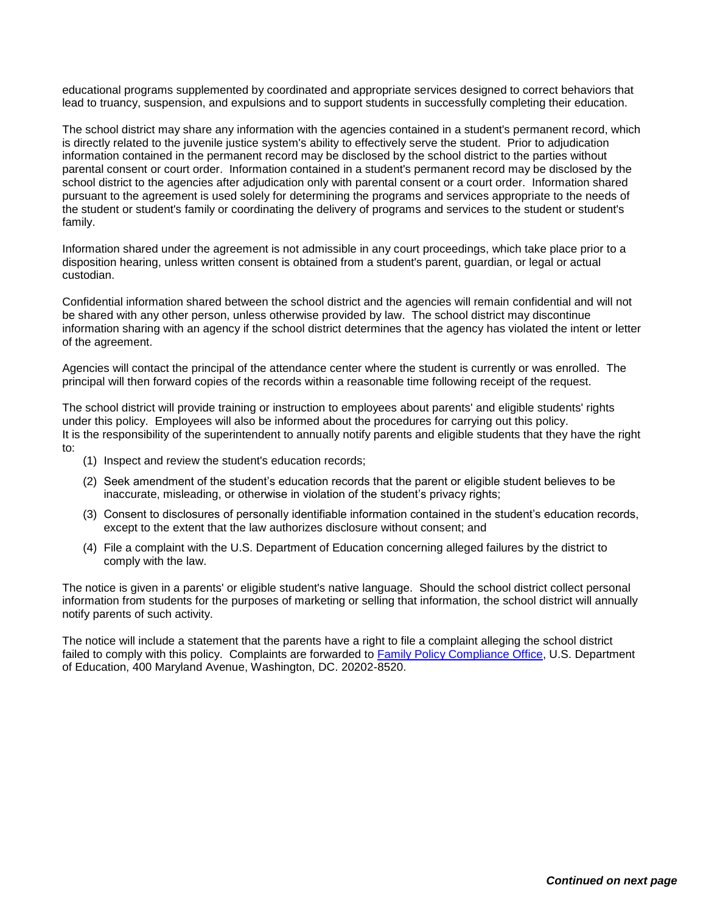educational programs supplemented by coordinated and appropriate services designed to correct behaviors that lead to truancy, suspension, and expulsions and to support students in successfully completing their education.

The school district may share any information with the agencies contained in a student's permanent record, which is directly related to the juvenile justice system's ability to effectively serve the student. Prior to adjudication information contained in the permanent record may be disclosed by the school district to the parties without parental consent or court order. Information contained in a student's permanent record may be disclosed by the school district to the agencies after adjudication only with parental consent or a court order. Information shared pursuant to the agreement is used solely for determining the programs and services appropriate to the needs of the student or student's family or coordinating the delivery of programs and services to the student or student's family.

Information shared under the agreement is not admissible in any court proceedings, which take place prior to a disposition hearing, unless written consent is obtained from a student's parent, guardian, or legal or actual custodian.

Confidential information shared between the school district and the agencies will remain confidential and will not be shared with any other person, unless otherwise provided by law. The school district may discontinue information sharing with an agency if the school district determines that the agency has violated the intent or letter of the agreement.

Agencies will contact the principal of the attendance center where the student is currently or was enrolled. The principal will then forward copies of the records within a reasonable time following receipt of the request.

The school district will provide training or instruction to employees about parents' and eligible students' rights under this policy. Employees will also be informed about the procedures for carrying out this policy.
It is the responsibility of the superintendent to annually notify parents and eligible students that they have the right to:

(1) Inspect and review the student's education records;

(2) Seek amendment of the student's education records that the parent or eligible student believes to be inaccurate, misleading, or otherwise in violation of the student's privacy rights;

(3) Consent to disclosures of personally identifiable information contained in the student's education records, except to the extent that the law authorizes disclosure without consent; and

(4) File a complaint with the U.S. Department of Education concerning alleged failures by the district to comply with the law.

The notice is given in a parents' or eligible student's native language. Should the school district collect personal information from students for the purposes of marketing or selling that information, the school district will annually notify parents of such activity.

The notice will include a statement that the parents have a right to file a complaint alleging the school district failed to comply with this policy. Complaints are forwarded to Family Policy Compliance Office, U.S. Department of Education, 400 Maryland Avenue, Washington, DC. 20202-8520.

***Continued on next page***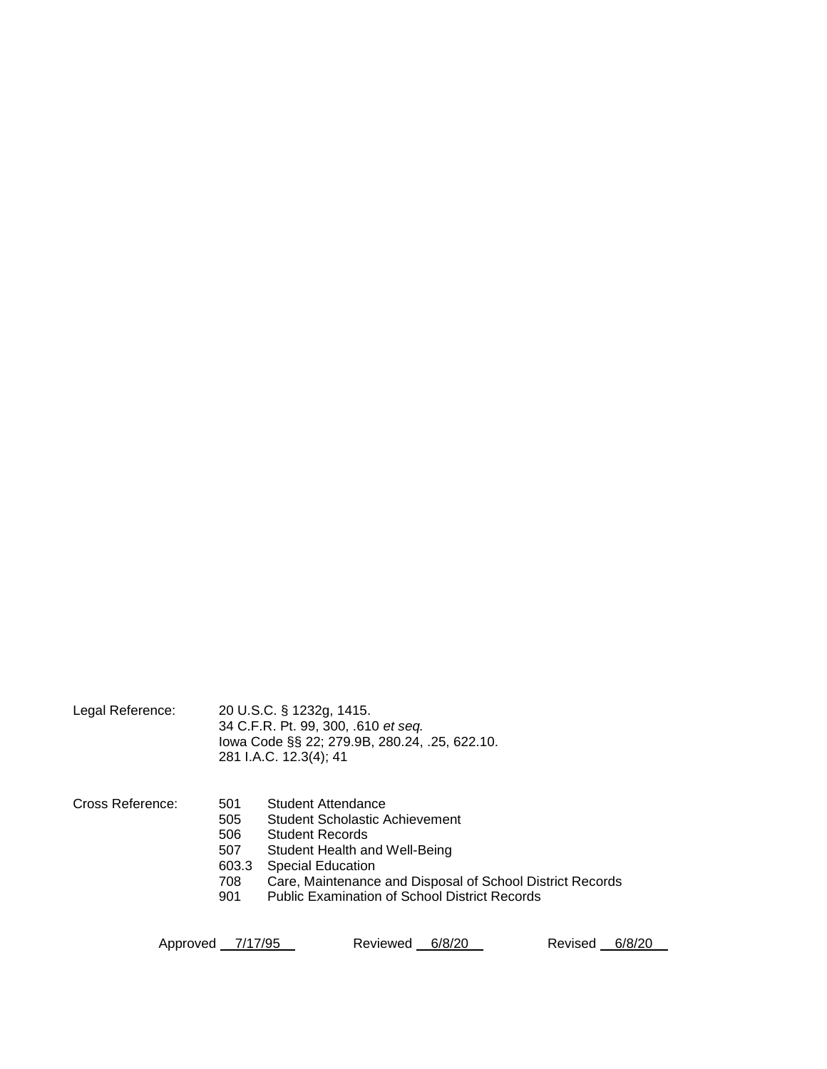Legal Reference: 20 U.S.C. § 1232g, 1415.
34 C.F.R. Pt. 99, 300, .610 *et seq.*
Iowa Code §§ 22; 279.9B, 280.24, .25, 622.10.
281 I.A.C. 12.3(4); 41

Cross Reference:

| | |
|---|---|
| 501 | Student Attendance |
| 505 | Student Scholastic Achievement |
| 506 | Student Records |
| 507 | Student Health and Well-Being |
| 603.3 | Special Education |
| 708 | Care, Maintenance and Disposal of School District Records |
| 901 | Public Examination of School District Records |

Approved 7/17/95 Reviewed 6/8/20 Revised 6/8/20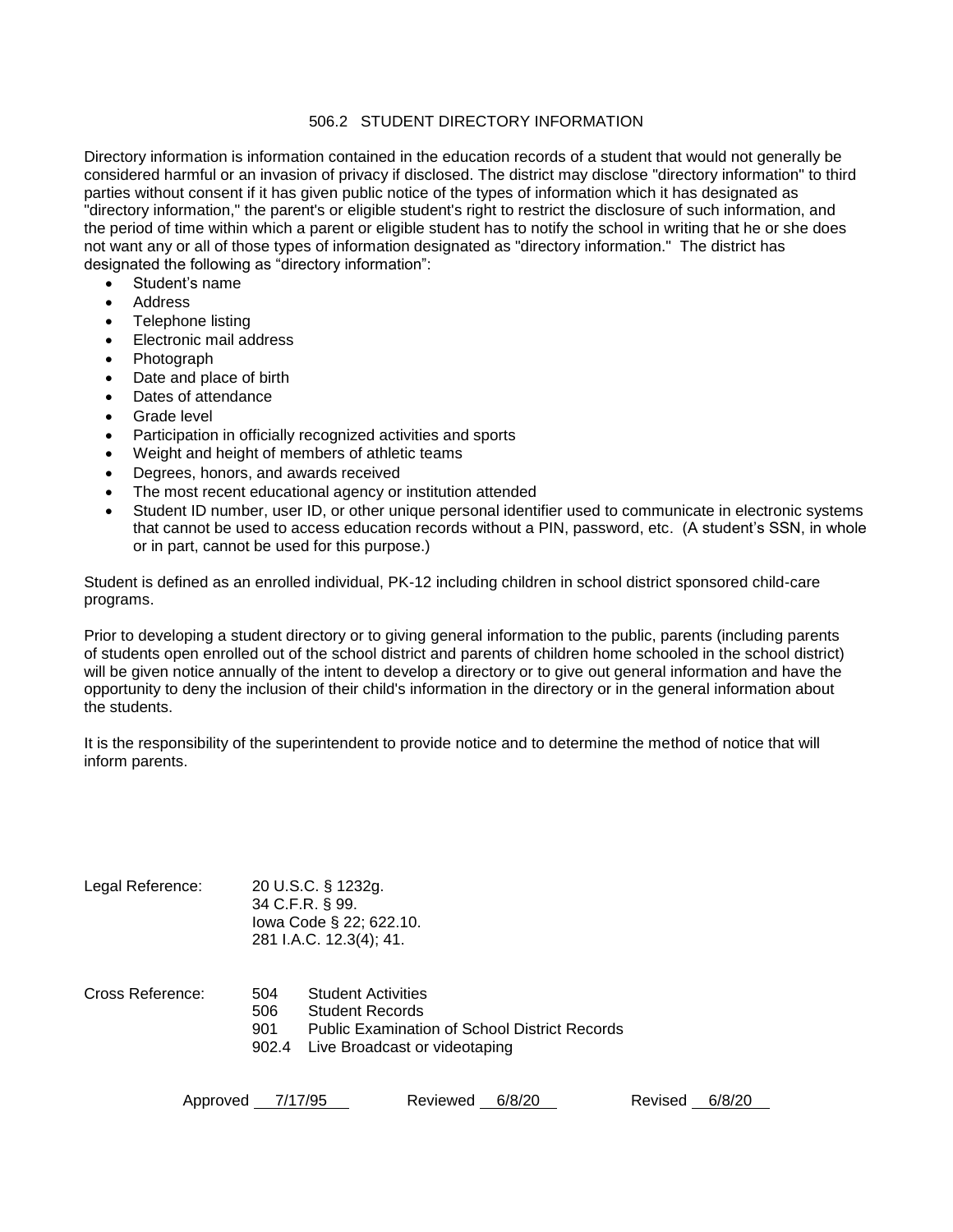# 506.2 STUDENT DIRECTORY INFORMATION

Directory information is information contained in the education records of a student that would not generally be considered harmful or an invasion of privacy if disclosed. The district may disclose "directory information" to third parties without consent if it has given public notice of the types of information which it has designated as "directory information," the parent's or eligible student's right to restrict the disclosure of such information, and the period of time within which a parent or eligible student has to notify the school in writing that he or she does not want any or all of those types of information designated as "directory information." The district has designated the following as "directory information":

- Student's name
- Address
- Telephone listing
- Electronic mail address
- Photograph
- Date and place of birth
- Dates of attendance
- Grade level
- Participation in officially recognized activities and sports
- Weight and height of members of athletic teams
- Degrees, honors, and awards received
- The most recent educational agency or institution attended
- Student ID number, user ID, or other unique personal identifier used to communicate in electronic systems that cannot be used to access education records without a PIN, password, etc. (A student's SSN, in whole or in part, cannot be used for this purpose.)

Student is defined as an enrolled individual, PK-12 including children in school district sponsored child-care programs.

Prior to developing a student directory or to giving general information to the public, parents (including parents of students open enrolled out of the school district and parents of children home schooled in the school district) will be given notice annually of the intent to develop a directory or to give out general information and have the opportunity to deny the inclusion of their child's information in the directory or in the general information about the students.

It is the responsibility of the superintendent to provide notice and to determine the method of notice that will inform parents.

Legal Reference: 20 U.S.C. § 1232g.
34 C.F.R. § 99.
Iowa Code § 22; 622.10.
281 I.A.C. 12.3(4); 41.

Cross Reference:

| | |
|---|---|
| 504 | Student Activities |
| 506 | Student Records |
| 901 | Public Examination of School District Records |
| 902.4 | Live Broadcast or videotaping |

Approved 7/17/95 Reviewed 6/8/20 Revised 6/8/20